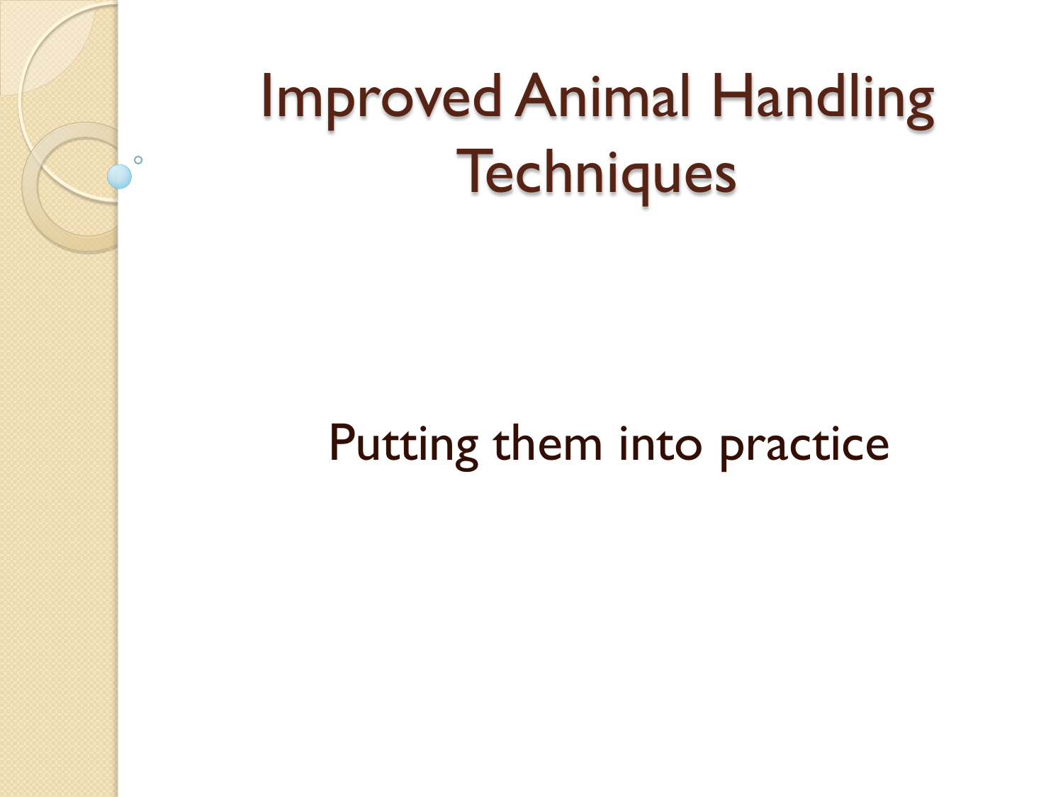# Improved Animal Handling Techniques

Putting them into practice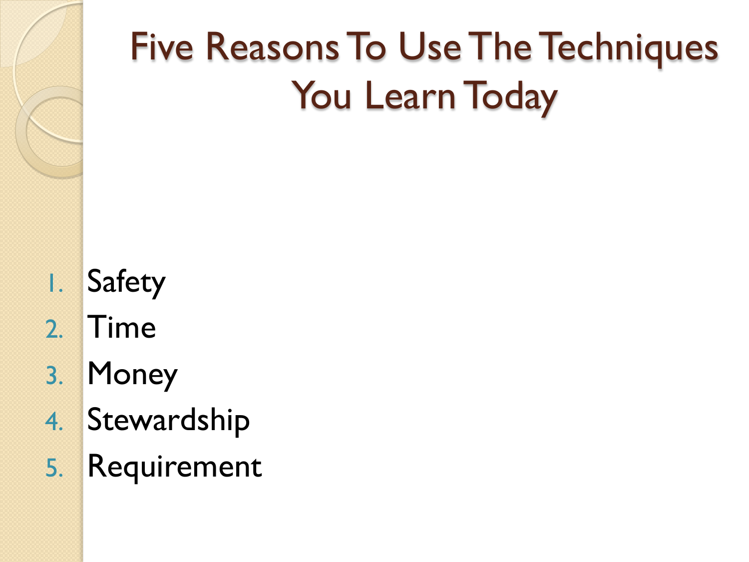# Five Reasons To Use The Techniques You Learn Today

1. Safety
2. Time
3. Money
4. Stewardship
5. Requirement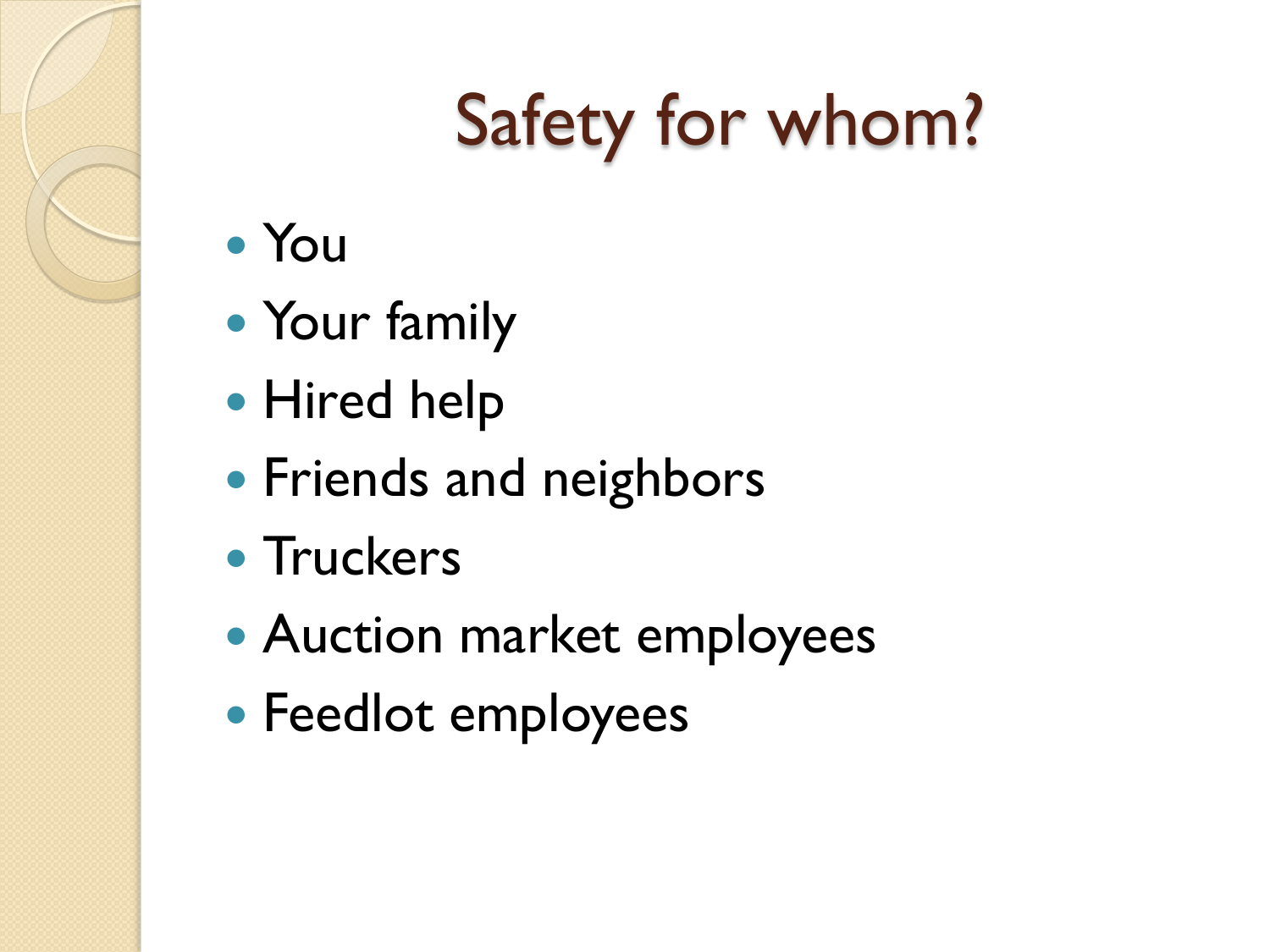# Safety for whom?

- You
- Your family
- Hired help
- Friends and neighbors
- Truckers
- Auction market employees
- Feedlot employees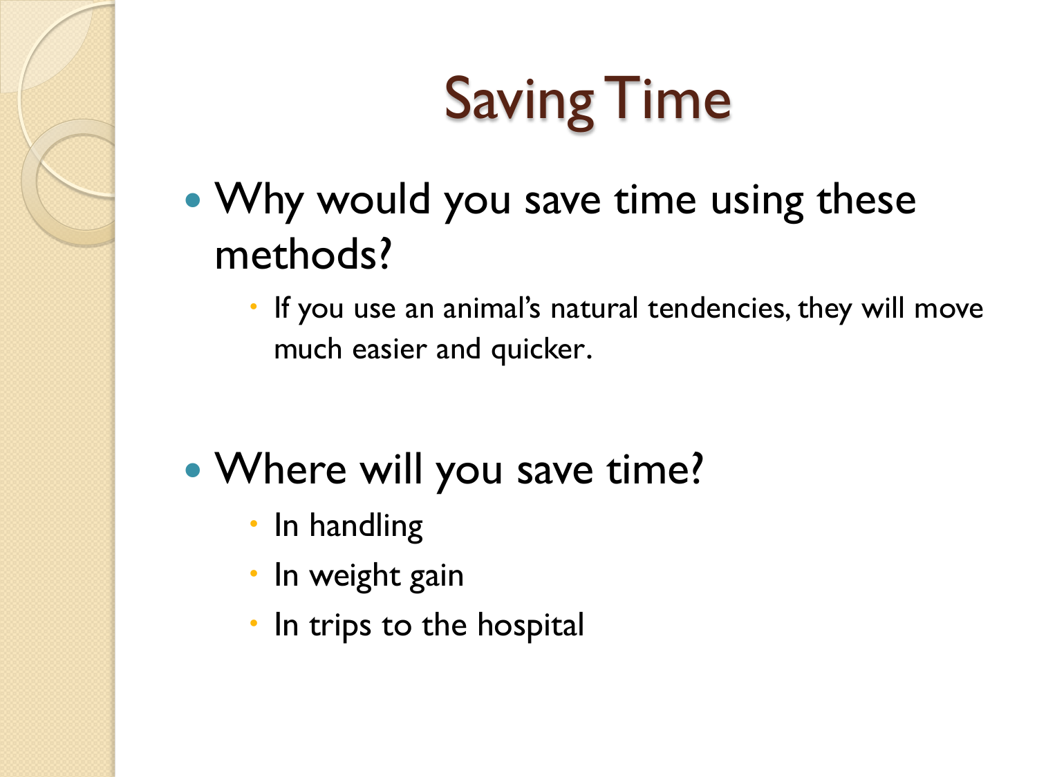# Saving Time

- Why would you save time using these methods?
  - If you use an animal's natural tendencies, they will move much easier and quicker.

- Where will you save time?
  - In handling
  - In weight gain
  - In trips to the hospital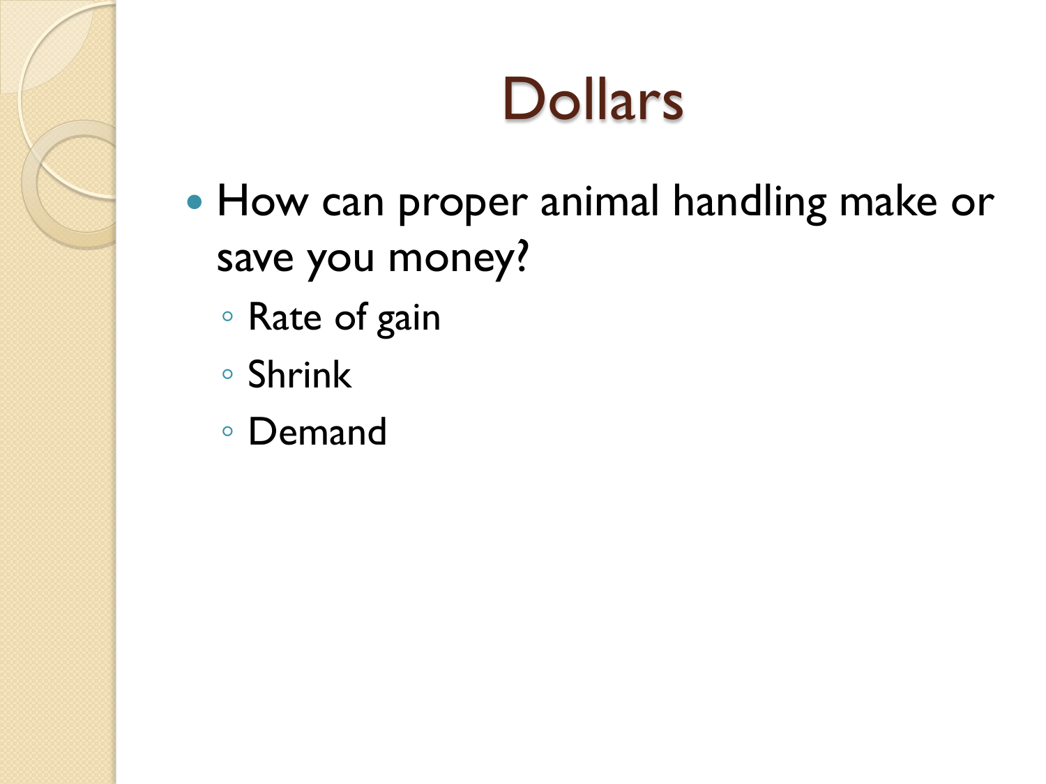# Dollars

- How can proper animal handling make or save you money?
  - Rate of gain
  - Shrink
  - Demand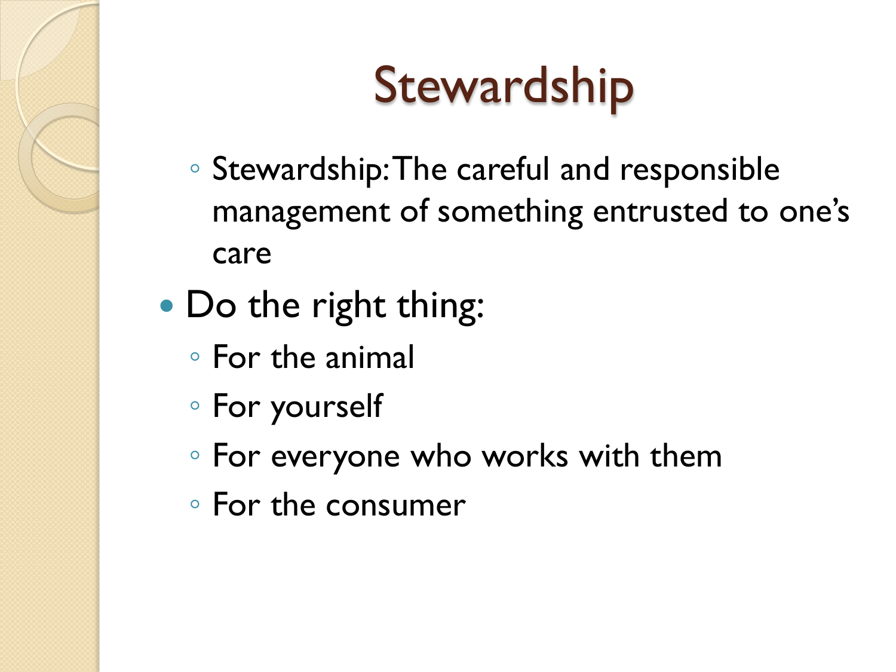# Stewardship

- Stewardship: The careful and responsible management of something entrusted to one's care

- Do the right thing:
  - For the animal
  - For yourself
  - For everyone who works with them
  - For the consumer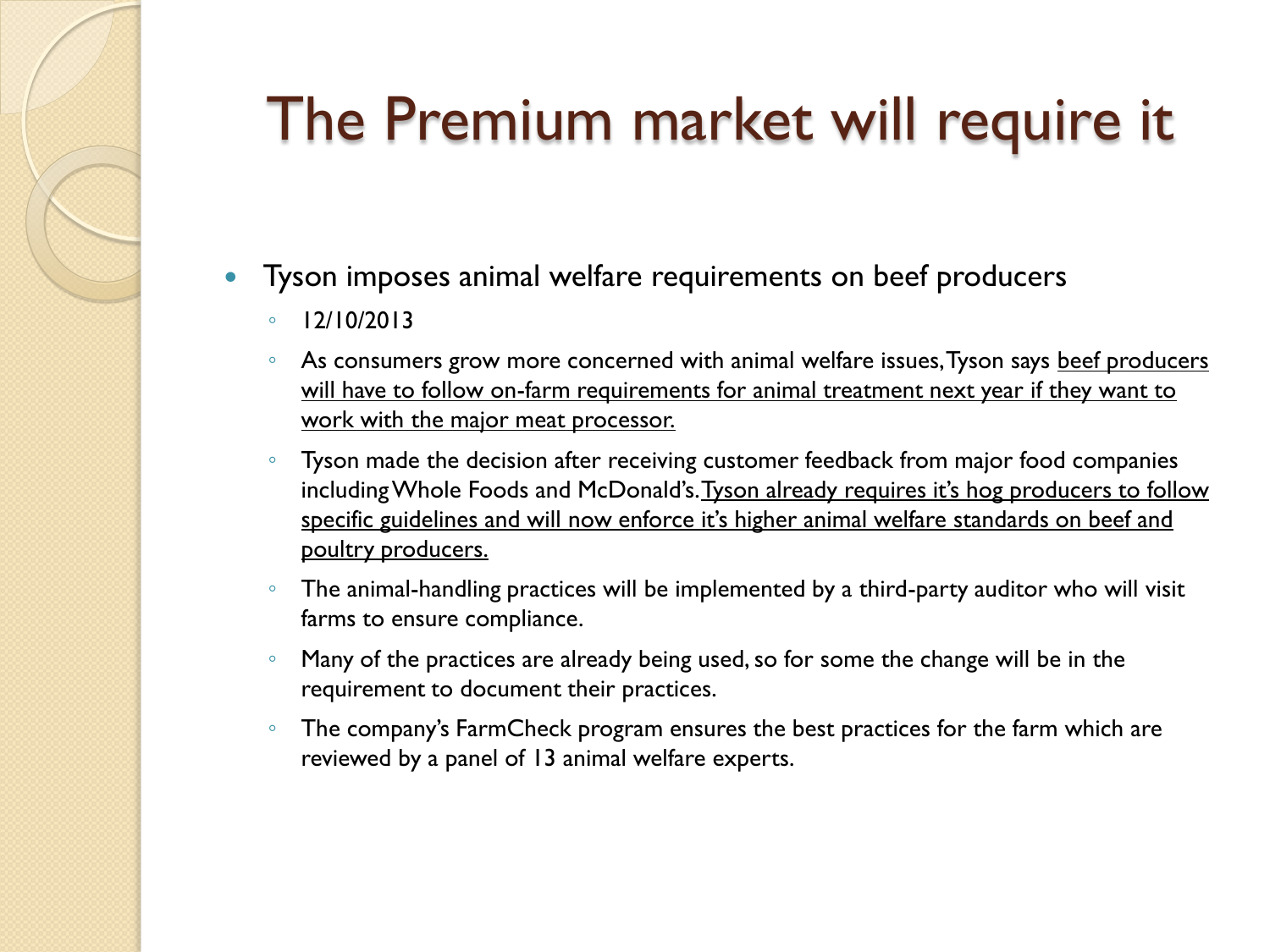# The Premium market will require it

- Tyson imposes animal welfare requirements on beef producers
  - 12/10/2013
  - As consumers grow more concerned with animal welfare issues, Tyson says <u>beef producers will have to follow on-farm requirements for animal treatment next year if they want to work with the major meat processor.</u>
  - Tyson made the decision after receiving customer feedback from major food companies including Whole Foods and McDonald's. <u>Tyson already requires it's hog producers to follow specific guidelines and will now enforce it's higher animal welfare standards on beef and poultry producers.</u>
  - The animal-handling practices will be implemented by a third-party auditor who will visit farms to ensure compliance.
  - Many of the practices are already being used, so for some the change will be in the requirement to document their practices.
  - The company's FarmCheck program ensures the best practices for the farm which are reviewed by a panel of 13 animal welfare experts.